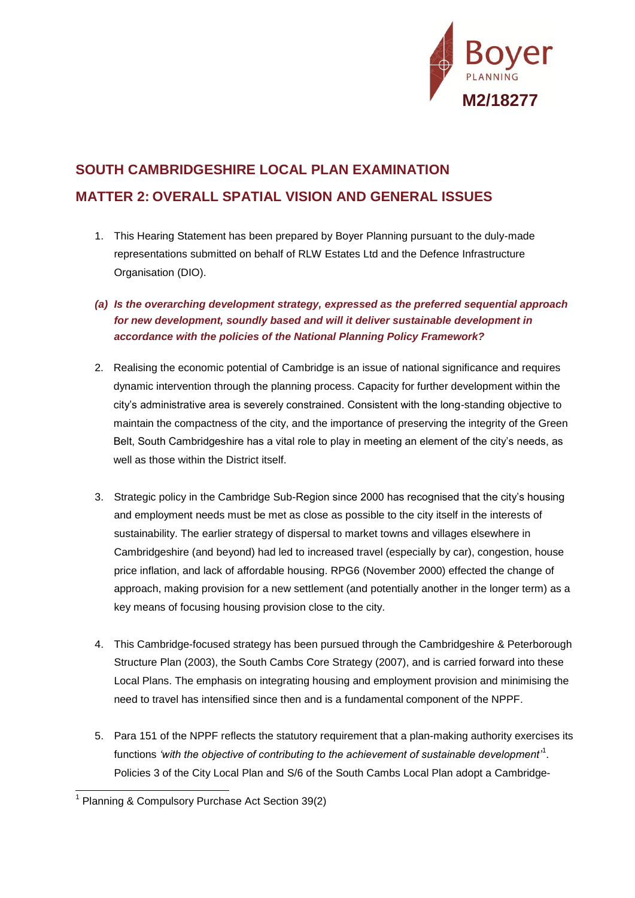M2/18277

## SOUTH CAMBRIDGESHIRE LOCAL PLAN EXAMINATION

## MATTER 2: OVERALL SPATIAL VISION AND GENERAL ISSUES

1. This Hearing Statement has been prepared by Boyer Planning pursuant to the duly-made representations submitted on behalf of RLW Estates Ltd and the Defence Infrastructure Organisation (DIO).

***(a) Is the overarching development strategy, expressed as the preferred sequential approach for new development, soundly based and will it deliver sustainable development in accordance with the policies of the National Planning Policy Framework?***

2. Realising the economic potential of Cambridge is an issue of national significance and requires dynamic intervention through the planning process. Capacity for further development within the city's administrative area is severely constrained. Consistent with the long-standing objective to maintain the compactness of the city, and the importance of preserving the integrity of the Green Belt, South Cambridgeshire has a vital role to play in meeting an element of the city's needs, as well as those within the District itself.

3. Strategic policy in the Cambridge Sub-Region since 2000 has recognised that the city's housing and employment needs must be met as close as possible to the city itself in the interests of sustainability. The earlier strategy of dispersal to market towns and villages elsewhere in Cambridgeshire (and beyond) had led to increased travel (especially by car), congestion, house price inflation, and lack of affordable housing. RPG6 (November 2000) effected the change of approach, making provision for a new settlement (and potentially another in the longer term) as a key means of focusing housing provision close to the city.

4. This Cambridge-focused strategy has been pursued through the Cambridgeshire & Peterborough Structure Plan (2003), the South Cambs Core Strategy (2007), and is carried forward into these Local Plans. The emphasis on integrating housing and employment provision and minimising the need to travel has intensified since then and is a fundamental component of the NPPF.

5. Para 151 of the NPPF reflects the statutory requirement that a plan-making authority exercises its functions *'with the objective of contributing to the achievement of sustainable development'*[1]. Policies 3 of the City Local Plan and S/6 of the South Cambs Local Plan adopt a Cambridge-

[1] Planning & Compulsory Purchase Act Section 39(2)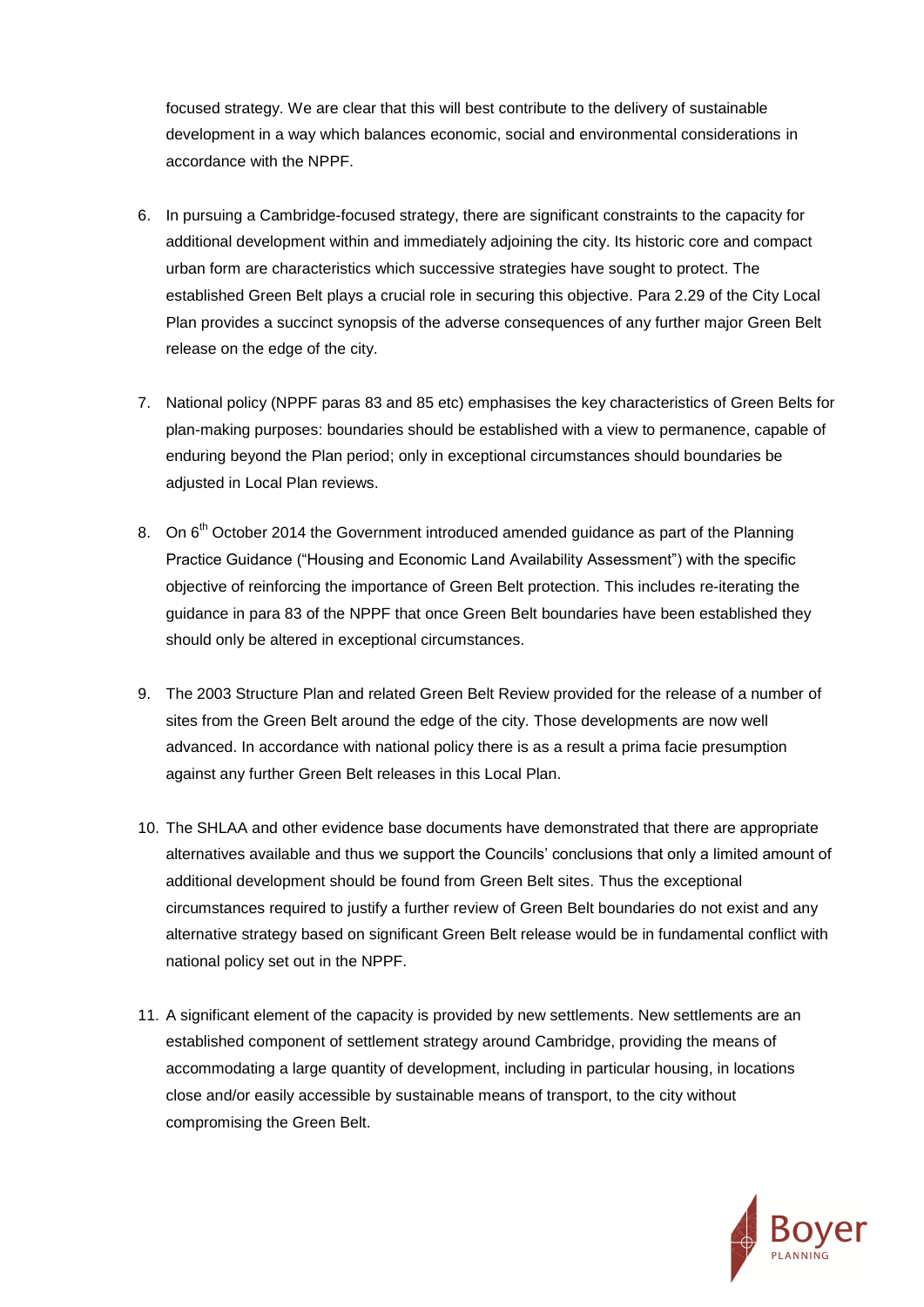focused strategy. We are clear that this will best contribute to the delivery of sustainable development in a way which balances economic, social and environmental considerations in accordance with the NPPF.

6. In pursuing a Cambridge-focused strategy, there are significant constraints to the capacity for additional development within and immediately adjoining the city. Its historic core and compact urban form are characteristics which successive strategies have sought to protect. The established Green Belt plays a crucial role in securing this objective. Para 2.29 of the City Local Plan provides a succinct synopsis of the adverse consequences of any further major Green Belt release on the edge of the city.

7. National policy (NPPF paras 83 and 85 etc) emphasises the key characteristics of Green Belts for plan-making purposes: boundaries should be established with a view to permanence, capable of enduring beyond the Plan period; only in exceptional circumstances should boundaries be adjusted in Local Plan reviews.

8. On 6th October 2014 the Government introduced amended guidance as part of the Planning Practice Guidance ("Housing and Economic Land Availability Assessment") with the specific objective of reinforcing the importance of Green Belt protection. This includes re-iterating the guidance in para 83 of the NPPF that once Green Belt boundaries have been established they should only be altered in exceptional circumstances.

9. The 2003 Structure Plan and related Green Belt Review provided for the release of a number of sites from the Green Belt around the edge of the city. Those developments are now well advanced. In accordance with national policy there is as a result a prima facie presumption against any further Green Belt releases in this Local Plan.

10. The SHLAA and other evidence base documents have demonstrated that there are appropriate alternatives available and thus we support the Councils' conclusions that only a limited amount of additional development should be found from Green Belt sites. Thus the exceptional circumstances required to justify a further review of Green Belt boundaries do not exist and any alternative strategy based on significant Green Belt release would be in fundamental conflict with national policy set out in the NPPF.

11. A significant element of the capacity is provided by new settlements. New settlements are an established component of settlement strategy around Cambridge, providing the means of accommodating a large quantity of development, including in particular housing, in locations close and/or easily accessible by sustainable means of transport, to the city without compromising the Green Belt.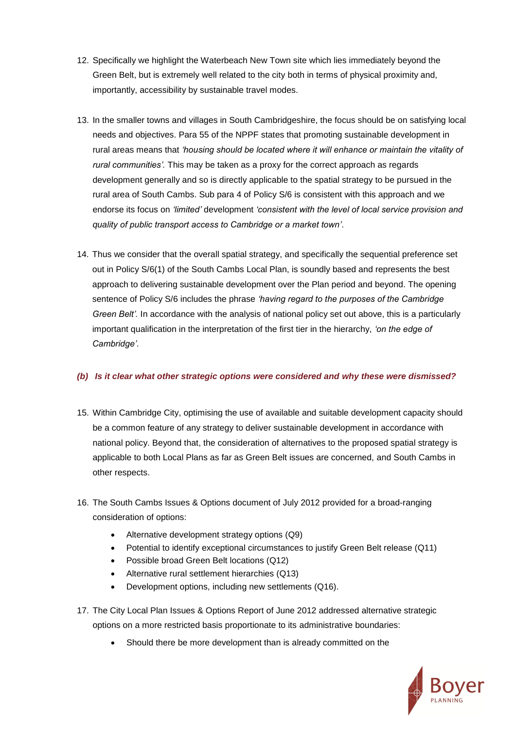12. Specifically we highlight the Waterbeach New Town site which lies immediately beyond the Green Belt, but is extremely well related to the city both in terms of physical proximity and, importantly, accessibility by sustainable travel modes.

13. In the smaller towns and villages in South Cambridgeshire, the focus should be on satisfying local needs and objectives. Para 55 of the NPPF states that promoting sustainable development in rural areas means that *'housing should be located where it will enhance or maintain the vitality of rural communities'.* This may be taken as a proxy for the correct approach as regards development generally and so is directly applicable to the spatial strategy to be pursued in the rural area of South Cambs. Sub para 4 of Policy S/6 is consistent with this approach and we endorse its focus on *'limited'* development *'consistent with the level of local service provision and quality of public transport access to Cambridge or a market town'*.

14. Thus we consider that the overall spatial strategy, and specifically the sequential preference set out in Policy S/6(1) of the South Cambs Local Plan, is soundly based and represents the best approach to delivering sustainable development over the Plan period and beyond. The opening sentence of Policy S/6 includes the phrase *'having regard to the purposes of the Cambridge Green Belt'.* In accordance with the analysis of national policy set out above, this is a particularly important qualification in the interpretation of the first tier in the hierarchy, *'on the edge of Cambridge'*.

***(b) Is it clear what other strategic options were considered and why these were dismissed?***

15. Within Cambridge City, optimising the use of available and suitable development capacity should be a common feature of any strategy to deliver sustainable development in accordance with national policy. Beyond that, the consideration of alternatives to the proposed spatial strategy is applicable to both Local Plans as far as Green Belt issues are concerned, and South Cambs in other respects.

16. The South Cambs Issues & Options document of July 2012 provided for a broad-ranging consideration of options:
    - Alternative development strategy options (Q9)
    - Potential to identify exceptional circumstances to justify Green Belt release (Q11)
    - Possible broad Green Belt locations (Q12)
    - Alternative rural settlement hierarchies (Q13)
    - Development options, including new settlements (Q16).

17. The City Local Plan Issues & Options Report of June 2012 addressed alternative strategic options on a more restricted basis proportionate to its administrative boundaries:
    - Should there be more development than is already committed on the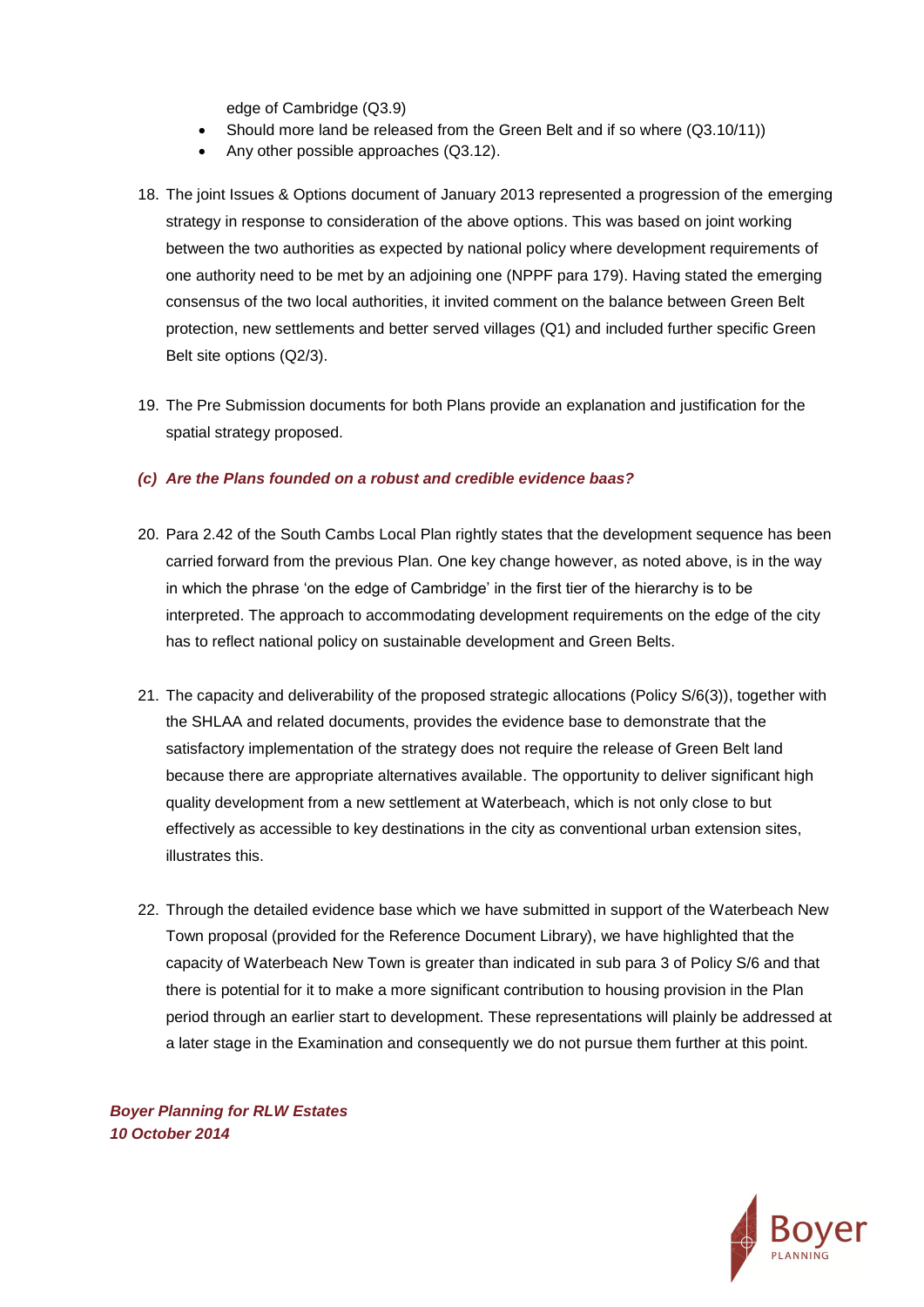edge of Cambridge (Q3.9)

- Should more land be released from the Green Belt and if so where (Q3.10/11))
- Any other possible approaches (Q3.12).

18. The joint Issues & Options document of January 2013 represented a progression of the emerging strategy in response to consideration of the above options. This was based on joint working between the two authorities as expected by national policy where development requirements of one authority need to be met by an adjoining one (NPPF para 179). Having stated the emerging consensus of the two local authorities, it invited comment on the balance between Green Belt protection, new settlements and better served villages (Q1) and included further specific Green Belt site options (Q2/3).

19. The Pre Submission documents for both Plans provide an explanation and justification for the spatial strategy proposed.

***(c) Are the Plans founded on a robust and credible evidence baas?***

20. Para 2.42 of the South Cambs Local Plan rightly states that the development sequence has been carried forward from the previous Plan. One key change however, as noted above, is in the way in which the phrase 'on the edge of Cambridge' in the first tier of the hierarchy is to be interpreted. The approach to accommodating development requirements on the edge of the city has to reflect national policy on sustainable development and Green Belts.

21. The capacity and deliverability of the proposed strategic allocations (Policy S/6(3)), together with the SHLAA and related documents, provides the evidence base to demonstrate that the satisfactory implementation of the strategy does not require the release of Green Belt land because there are appropriate alternatives available. The opportunity to deliver significant high quality development from a new settlement at Waterbeach, which is not only close to but effectively as accessible to key destinations in the city as conventional urban extension sites, illustrates this.

22. Through the detailed evidence base which we have submitted in support of the Waterbeach New Town proposal (provided for the Reference Document Library), we have highlighted that the capacity of Waterbeach New Town is greater than indicated in sub para 3 of Policy S/6 and that there is potential for it to make a more significant contribution to housing provision in the Plan period through an earlier start to development. These representations will plainly be addressed at a later stage in the Examination and consequently we do not pursue them further at this point.

***Boyer Planning for RLW Estates***
***10 October 2014***